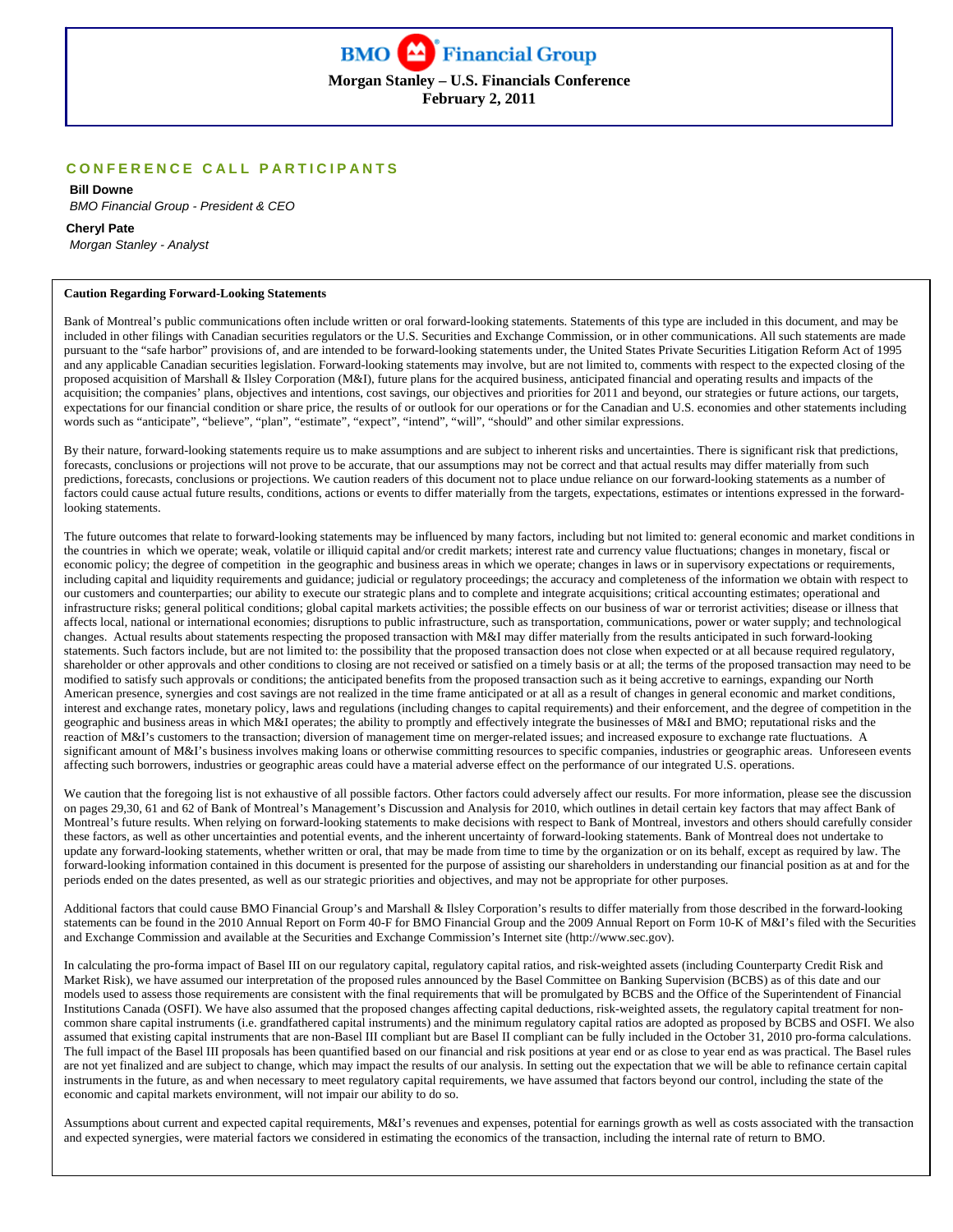# BMO Financial Group

**Morgan Stanley – U.S. Financials Conference**
**February 2, 2011**

## CONFERENCE CALL PARTICIPANTS

**Bill Downe**
*BMO Financial Group - President & CEO*

**Cheryl Pate**
*Morgan Stanley - Analyst*

**Caution Regarding Forward-Looking Statements**

Bank of Montreal's public communications often include written or oral forward-looking statements. Statements of this type are included in this document, and may be included in other filings with Canadian securities regulators or the U.S. Securities and Exchange Commission, or in other communications. All such statements are made pursuant to the "safe harbor" provisions of, and are intended to be forward-looking statements under, the United States Private Securities Litigation Reform Act of 1995 and any applicable Canadian securities legislation. Forward-looking statements may involve, but are not limited to, comments with respect to the expected closing of the proposed acquisition of Marshall & Ilsley Corporation (M&I), future plans for the acquired business, anticipated financial and operating results and impacts of the acquisition; the companies' plans, objectives and intentions, cost savings, our objectives and priorities for 2011 and beyond, our strategies or future actions, our targets, expectations for our financial condition or share price, the results of or outlook for our operations or for the Canadian and U.S. economies and other statements including words such as "anticipate", "believe", "plan", "estimate", "expect", "intend", "will", "should" and other similar expressions.

By their nature, forward-looking statements require us to make assumptions and are subject to inherent risks and uncertainties. There is significant risk that predictions, forecasts, conclusions or projections will not prove to be accurate, that our assumptions may not be correct and that actual results may differ materially from such predictions, forecasts, conclusions or projections. We caution readers of this document not to place undue reliance on our forward-looking statements as a number of factors could cause actual future results, conditions, actions or events to differ materially from the targets, expectations, estimates or intentions expressed in the forward-looking statements.

The future outcomes that relate to forward-looking statements may be influenced by many factors, including but not limited to: general economic and market conditions in the countries in which we operate; weak, volatile or illiquid capital and/or credit markets; interest rate and currency value fluctuations; changes in monetary, fiscal or economic policy; the degree of competition in the geographic and business areas in which we operate; changes in laws or in supervisory expectations or requirements, including capital and liquidity requirements and guidance; judicial or regulatory proceedings; the accuracy and completeness of the information we obtain with respect to our customers and counterparties; our ability to execute our strategic plans and to complete and integrate acquisitions; critical accounting estimates; operational and infrastructure risks; general political conditions; global capital markets activities; the possible effects on our business of war or terrorist activities; disease or illness that affects local, national or international economies; disruptions to public infrastructure, such as transportation, communications, power or water supply; and technological changes. Actual results about statements respecting the proposed transaction with M&I may differ materially from the results anticipated in such forward-looking statements. Such factors include, but are not limited to: the possibility that the proposed transaction does not close when expected or at all because required regulatory, shareholder or other approvals and other conditions to closing are not received or satisfied on a timely basis or at all; the terms of the proposed transaction may need to be modified to satisfy such approvals or conditions; the anticipated benefits from the proposed transaction such as it being accretive to earnings, expanding our North American presence, synergies and cost savings are not realized in the time frame anticipated or at all as a result of changes in general economic and market conditions, interest and exchange rates, monetary policy, laws and regulations (including changes to capital requirements) and their enforcement, and the degree of competition in the geographic and business areas in which M&I operates; the ability to promptly and effectively integrate the businesses of M&I and BMO; reputational risks and the reaction of M&I's customers to the transaction; diversion of management time on merger-related issues; and increased exposure to exchange rate fluctuations. A significant amount of M&I's business involves making loans or otherwise committing resources to specific companies, industries or geographic areas. Unforeseen events affecting such borrowers, industries or geographic areas could have a material adverse effect on the performance of our integrated U.S. operations.

We caution that the foregoing list is not exhaustive of all possible factors. Other factors could adversely affect our results. For more information, please see the discussion on pages 29,30, 61 and 62 of Bank of Montreal's Management's Discussion and Analysis for 2010, which outlines in detail certain key factors that may affect Bank of Montreal's future results. When relying on forward-looking statements to make decisions with respect to Bank of Montreal, investors and others should carefully consider these factors, as well as other uncertainties and potential events, and the inherent uncertainty of forward-looking statements. Bank of Montreal does not undertake to update any forward-looking statements, whether written or oral, that may be made from time to time by the organization or on its behalf, except as required by law. The forward-looking information contained in this document is presented for the purpose of assisting our shareholders in understanding our financial position as at and for the periods ended on the dates presented, as well as our strategic priorities and objectives, and may not be appropriate for other purposes.

Additional factors that could cause BMO Financial Group's and Marshall & Ilsley Corporation's results to differ materially from those described in the forward-looking statements can be found in the 2010 Annual Report on Form 40-F for BMO Financial Group and the 2009 Annual Report on Form 10-K of M&I's filed with the Securities and Exchange Commission and available at the Securities and Exchange Commission's Internet site (http://www.sec.gov).

In calculating the pro-forma impact of Basel III on our regulatory capital, regulatory capital ratios, and risk-weighted assets (including Counterparty Credit Risk and Market Risk), we have assumed our interpretation of the proposed rules announced by the Basel Committee on Banking Supervision (BCBS) as of this date and our models used to assess those requirements are consistent with the final requirements that will be promulgated by BCBS and the Office of the Superintendent of Financial Institutions Canada (OSFI). We have also assumed that the proposed changes affecting capital deductions, risk-weighted assets, the regulatory capital treatment for non-common share capital instruments (i.e. grandfathered capital instruments) and the minimum regulatory capital ratios are adopted as proposed by BCBS and OSFI. We also assumed that existing capital instruments that are non-Basel III compliant but are Basel II compliant can be fully included in the October 31, 2010 pro-forma calculations. The full impact of the Basel III proposals has been quantified based on our financial and risk positions at year end or as close to year end as was practical. The Basel rules are not yet finalized and are subject to change, which may impact the results of our analysis. In setting out the expectation that we will be able to refinance certain capital instruments in the future, as and when necessary to meet regulatory capital requirements, we have assumed that factors beyond our control, including the state of the economic and capital markets environment, will not impair our ability to do so.

Assumptions about current and expected capital requirements, M&I's revenues and expenses, potential for earnings growth as well as costs associated with the transaction and expected synergies, were material factors we considered in estimating the economics of the transaction, including the internal rate of return to BMO.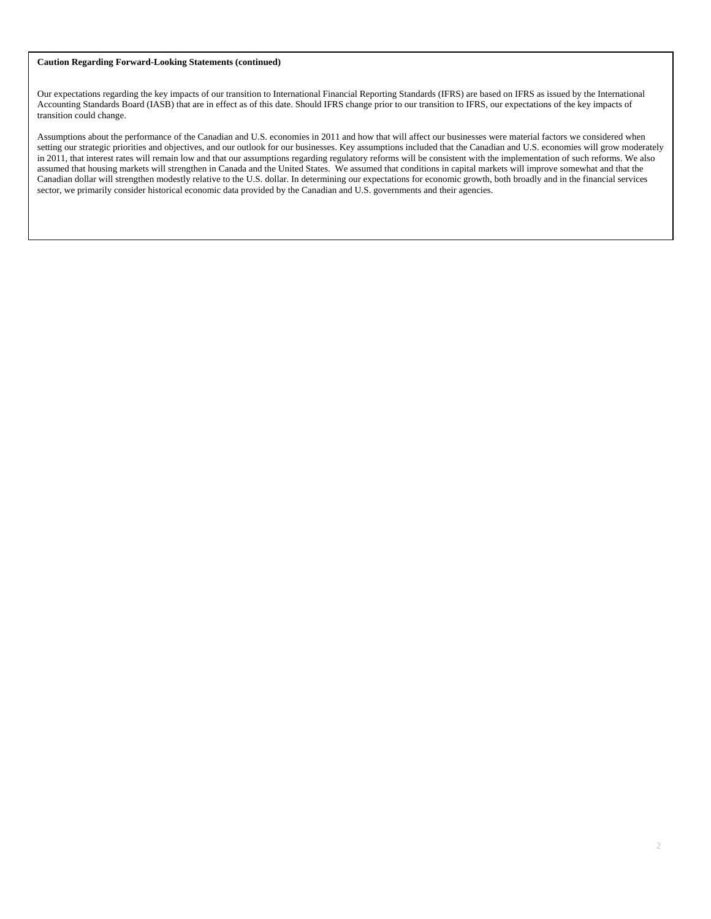**Caution Regarding Forward-Looking Statements (continued)**

Our expectations regarding the key impacts of our transition to International Financial Reporting Standards (IFRS) are based on IFRS as issued by the International Accounting Standards Board (IASB) that are in effect as of this date. Should IFRS change prior to our transition to IFRS, our expectations of the key impacts of transition could change.

Assumptions about the performance of the Canadian and U.S. economies in 2011 and how that will affect our businesses were material factors we considered when setting our strategic priorities and objectives, and our outlook for our businesses. Key assumptions included that the Canadian and U.S. economies will grow moderately in 2011, that interest rates will remain low and that our assumptions regarding regulatory reforms will be consistent with the implementation of such reforms. We also assumed that housing markets will strengthen in Canada and the United States. We assumed that conditions in capital markets will improve somewhat and that the Canadian dollar will strengthen modestly relative to the U.S. dollar. In determining our expectations for economic growth, both broadly and in the financial services sector, we primarily consider historical economic data provided by the Canadian and U.S. governments and their agencies.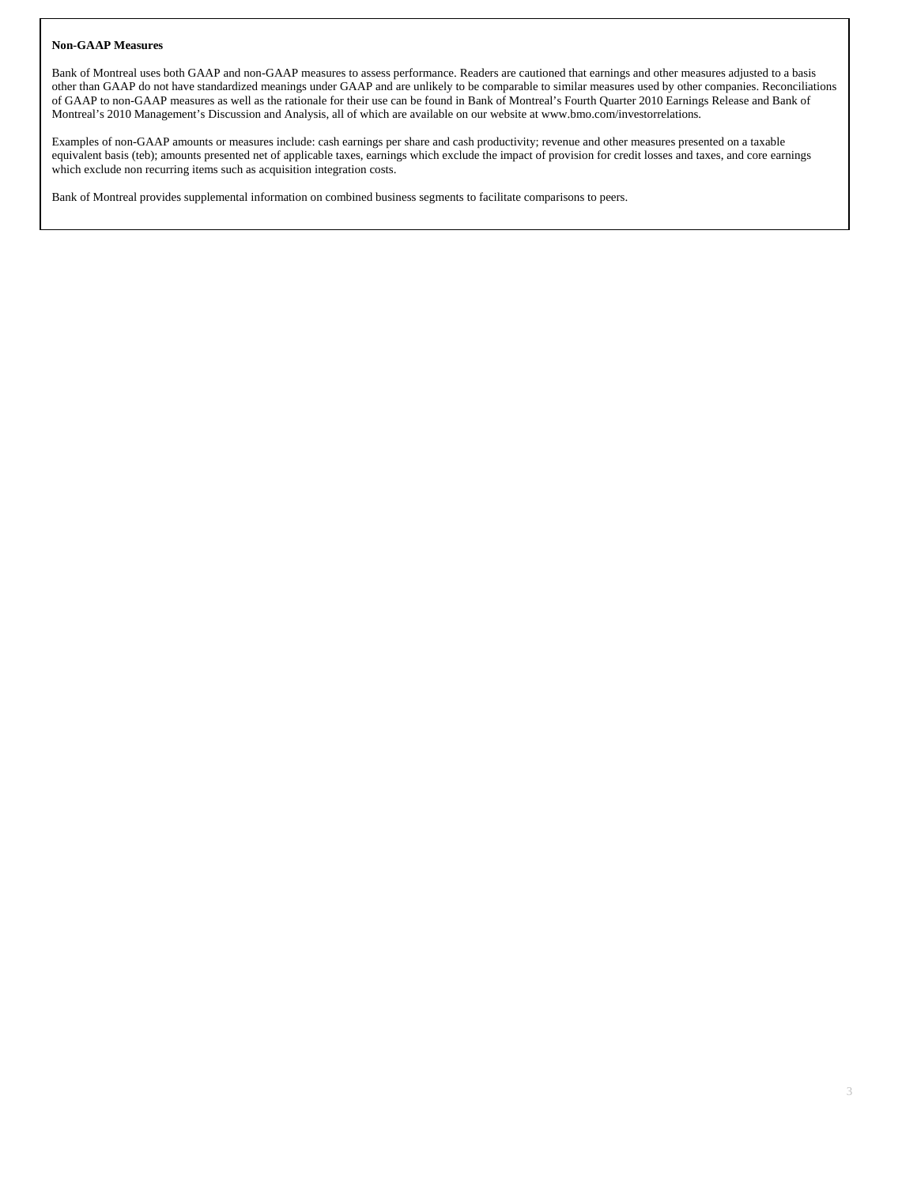**Non-GAAP Measures**

Bank of Montreal uses both GAAP and non-GAAP measures to assess performance. Readers are cautioned that earnings and other measures adjusted to a basis other than GAAP do not have standardized meanings under GAAP and are unlikely to be comparable to similar measures used by other companies. Reconciliations of GAAP to non-GAAP measures as well as the rationale for their use can be found in Bank of Montreal's Fourth Quarter 2010 Earnings Release and Bank of Montreal's 2010 Management's Discussion and Analysis, all of which are available on our website at www.bmo.com/investorrelations.

Examples of non-GAAP amounts or measures include: cash earnings per share and cash productivity; revenue and other measures presented on a taxable equivalent basis (teb); amounts presented net of applicable taxes, earnings which exclude the impact of provision for credit losses and taxes, and core earnings which exclude non recurring items such as acquisition integration costs.

Bank of Montreal provides supplemental information on combined business segments to facilitate comparisons to peers.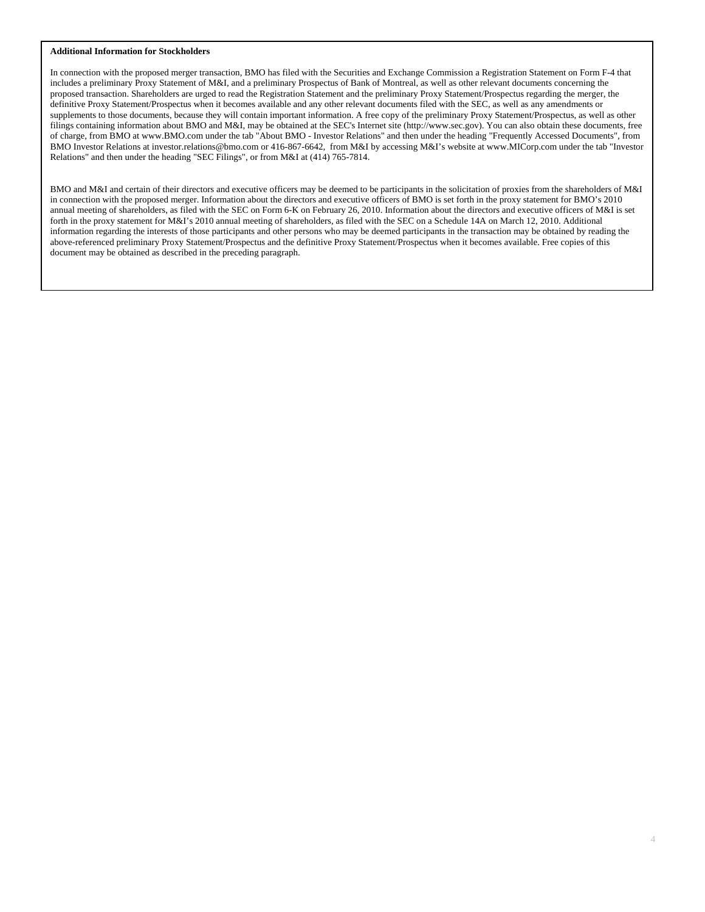**Additional Information for Stockholders**

In connection with the proposed merger transaction, BMO has filed with the Securities and Exchange Commission a Registration Statement on Form F-4 that includes a preliminary Proxy Statement of M&I, and a preliminary Prospectus of Bank of Montreal, as well as other relevant documents concerning the proposed transaction. Shareholders are urged to read the Registration Statement and the preliminary Proxy Statement/Prospectus regarding the merger, the definitive Proxy Statement/Prospectus when it becomes available and any other relevant documents filed with the SEC, as well as any amendments or supplements to those documents, because they will contain important information. A free copy of the preliminary Proxy Statement/Prospectus, as well as other filings containing information about BMO and M&I, may be obtained at the SEC's Internet site (http://www.sec.gov). You can also obtain these documents, free of charge, from BMO at www.BMO.com under the tab "About BMO - Investor Relations" and then under the heading "Frequently Accessed Documents", from BMO Investor Relations at investor.relations@bmo.com or 416-867-6642, from M&I by accessing M&I's website at www.MICorp.com under the tab "Investor Relations" and then under the heading "SEC Filings", or from M&I at (414) 765-7814.

BMO and M&I and certain of their directors and executive officers may be deemed to be participants in the solicitation of proxies from the shareholders of M&I in connection with the proposed merger. Information about the directors and executive officers of BMO is set forth in the proxy statement for BMO's 2010 annual meeting of shareholders, as filed with the SEC on Form 6-K on February 26, 2010. Information about the directors and executive officers of M&I is set forth in the proxy statement for M&I's 2010 annual meeting of shareholders, as filed with the SEC on a Schedule 14A on March 12, 2010. Additional information regarding the interests of those participants and other persons who may be deemed participants in the transaction may be obtained by reading the above-referenced preliminary Proxy Statement/Prospectus and the definitive Proxy Statement/Prospectus when it becomes available. Free copies of this document may be obtained as described in the preceding paragraph.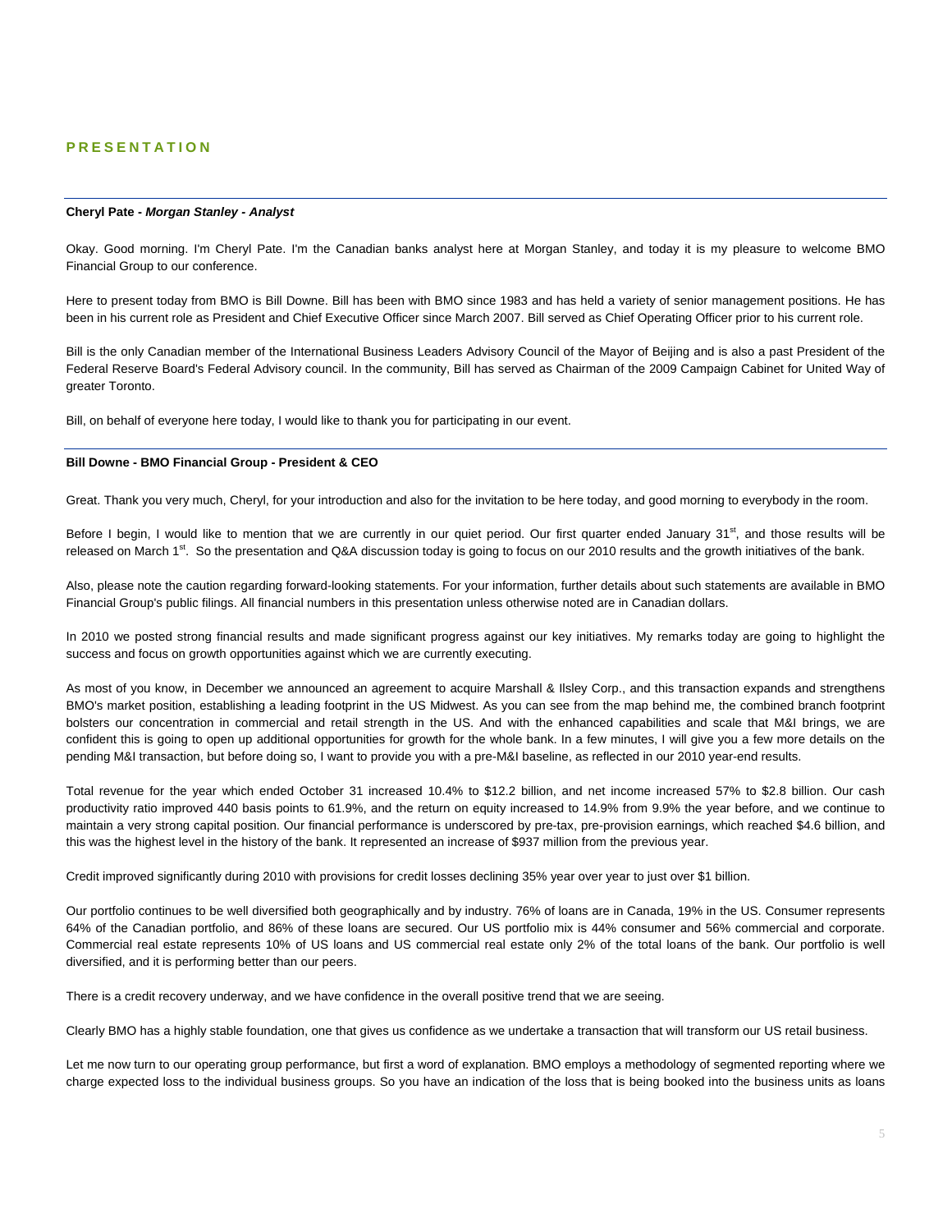## PRESENTATION

**Cheryl Pate -** ***Morgan Stanley - Analyst***

Okay. Good morning. I'm Cheryl Pate. I'm the Canadian banks analyst here at Morgan Stanley, and today it is my pleasure to welcome BMO Financial Group to our conference.

Here to present today from BMO is Bill Downe. Bill has been with BMO since 1983 and has held a variety of senior management positions. He has been in his current role as President and Chief Executive Officer since March 2007. Bill served as Chief Operating Officer prior to his current role.

Bill is the only Canadian member of the International Business Leaders Advisory Council of the Mayor of Beijing and is also a past President of the Federal Reserve Board's Federal Advisory council. In the community, Bill has served as Chairman of the 2009 Campaign Cabinet for United Way of greater Toronto.

Bill, on behalf of everyone here today, I would like to thank you for participating in our event.

**Bill Downe - BMO Financial Group - President & CEO**

Great. Thank you very much, Cheryl, for your introduction and also for the invitation to be here today, and good morning to everybody in the room.

Before I begin, I would like to mention that we are currently in our quiet period. Our first quarter ended January 31st, and those results will be released on March 1st. So the presentation and Q&A discussion today is going to focus on our 2010 results and the growth initiatives of the bank.

Also, please note the caution regarding forward-looking statements. For your information, further details about such statements are available in BMO Financial Group's public filings. All financial numbers in this presentation unless otherwise noted are in Canadian dollars.

In 2010 we posted strong financial results and made significant progress against our key initiatives. My remarks today are going to highlight the success and focus on growth opportunities against which we are currently executing.

As most of you know, in December we announced an agreement to acquire Marshall & Ilsley Corp., and this transaction expands and strengthens BMO's market position, establishing a leading footprint in the US Midwest. As you can see from the map behind me, the combined branch footprint bolsters our concentration in commercial and retail strength in the US. And with the enhanced capabilities and scale that M&I brings, we are confident this is going to open up additional opportunities for growth for the whole bank. In a few minutes, I will give you a few more details on the pending M&I transaction, but before doing so, I want to provide you with a pre-M&I baseline, as reflected in our 2010 year-end results.

Total revenue for the year which ended October 31 increased 10.4% to $12.2 billion, and net income increased 57% to $2.8 billion. Our cash productivity ratio improved 440 basis points to 61.9%, and the return on equity increased to 14.9% from 9.9% the year before, and we continue to maintain a very strong capital position. Our financial performance is underscored by pre-tax, pre-provision earnings, which reached $4.6 billion, and this was the highest level in the history of the bank. It represented an increase of $937 million from the previous year.

Credit improved significantly during 2010 with provisions for credit losses declining 35% year over year to just over $1 billion.

Our portfolio continues to be well diversified both geographically and by industry. 76% of loans are in Canada, 19% in the US. Consumer represents 64% of the Canadian portfolio, and 86% of these loans are secured. Our US portfolio mix is 44% consumer and 56% commercial and corporate. Commercial real estate represents 10% of US loans and US commercial real estate only 2% of the total loans of the bank. Our portfolio is well diversified, and it is performing better than our peers.

There is a credit recovery underway, and we have confidence in the overall positive trend that we are seeing.

Clearly BMO has a highly stable foundation, one that gives us confidence as we undertake a transaction that will transform our US retail business.

Let me now turn to our operating group performance, but first a word of explanation. BMO employs a methodology of segmented reporting where we charge expected loss to the individual business groups. So you have an indication of the loss that is being booked into the business units as loans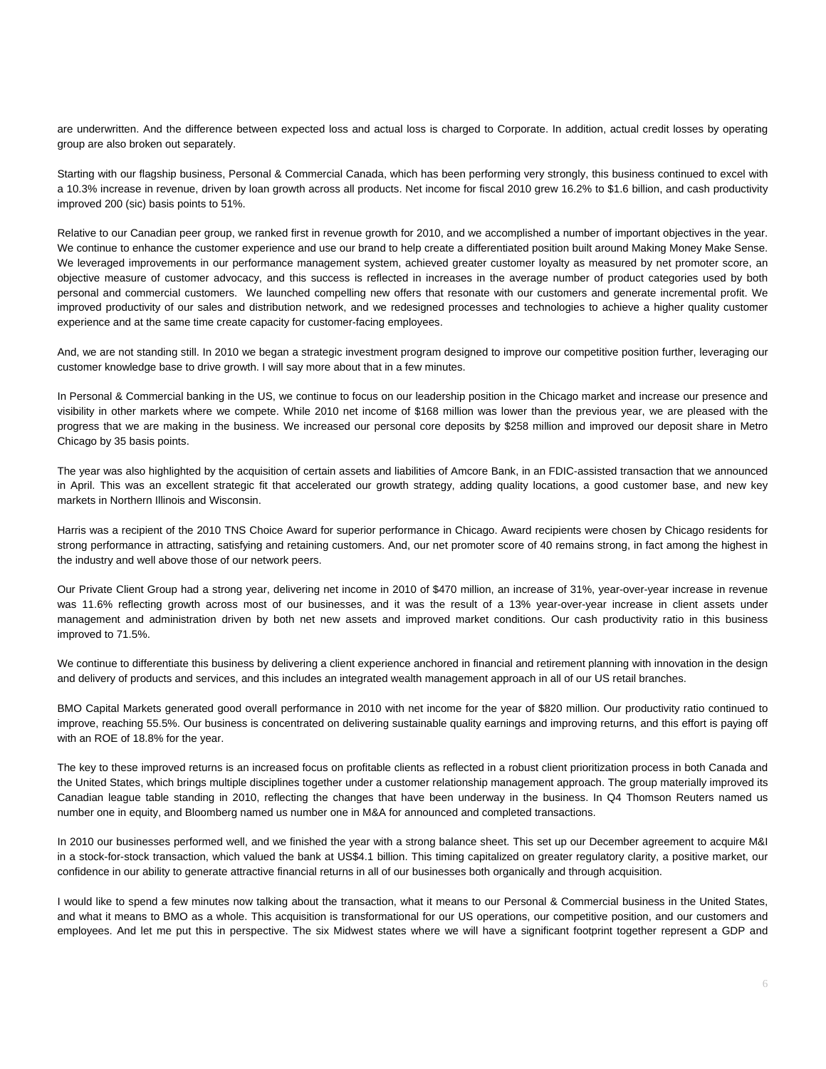are underwritten. And the difference between expected loss and actual loss is charged to Corporate. In addition, actual credit losses by operating group are also broken out separately.

Starting with our flagship business, Personal & Commercial Canada, which has been performing very strongly, this business continued to excel with a 10.3% increase in revenue, driven by loan growth across all products. Net income for fiscal 2010 grew 16.2% to $1.6 billion, and cash productivity improved 200 (sic) basis points to 51%.

Relative to our Canadian peer group, we ranked first in revenue growth for 2010, and we accomplished a number of important objectives in the year. We continue to enhance the customer experience and use our brand to help create a differentiated position built around Making Money Make Sense. We leveraged improvements in our performance management system, achieved greater customer loyalty as measured by net promoter score, an objective measure of customer advocacy, and this success is reflected in increases in the average number of product categories used by both personal and commercial customers. We launched compelling new offers that resonate with our customers and generate incremental profit. We improved productivity of our sales and distribution network, and we redesigned processes and technologies to achieve a higher quality customer experience and at the same time create capacity for customer-facing employees.

And, we are not standing still. In 2010 we began a strategic investment program designed to improve our competitive position further, leveraging our customer knowledge base to drive growth. I will say more about that in a few minutes.

In Personal & Commercial banking in the US, we continue to focus on our leadership position in the Chicago market and increase our presence and visibility in other markets where we compete. While 2010 net income of $168 million was lower than the previous year, we are pleased with the progress that we are making in the business. We increased our personal core deposits by $258 million and improved our deposit share in Metro Chicago by 35 basis points.

The year was also highlighted by the acquisition of certain assets and liabilities of Amcore Bank, in an FDIC-assisted transaction that we announced in April. This was an excellent strategic fit that accelerated our growth strategy, adding quality locations, a good customer base, and new key markets in Northern Illinois and Wisconsin.

Harris was a recipient of the 2010 TNS Choice Award for superior performance in Chicago. Award recipients were chosen by Chicago residents for strong performance in attracting, satisfying and retaining customers. And, our net promoter score of 40 remains strong, in fact among the highest in the industry and well above those of our network peers.

Our Private Client Group had a strong year, delivering net income in 2010 of $470 million, an increase of 31%, year-over-year increase in revenue was 11.6% reflecting growth across most of our businesses, and it was the result of a 13% year-over-year increase in client assets under management and administration driven by both net new assets and improved market conditions. Our cash productivity ratio in this business improved to 71.5%.

We continue to differentiate this business by delivering a client experience anchored in financial and retirement planning with innovation in the design and delivery of products and services, and this includes an integrated wealth management approach in all of our US retail branches.

BMO Capital Markets generated good overall performance in 2010 with net income for the year of $820 million. Our productivity ratio continued to improve, reaching 55.5%. Our business is concentrated on delivering sustainable quality earnings and improving returns, and this effort is paying off with an ROE of 18.8% for the year.

The key to these improved returns is an increased focus on profitable clients as reflected in a robust client prioritization process in both Canada and the United States, which brings multiple disciplines together under a customer relationship management approach. The group materially improved its Canadian league table standing in 2010, reflecting the changes that have been underway in the business. In Q4 Thomson Reuters named us number one in equity, and Bloomberg named us number one in M&A for announced and completed transactions.

In 2010 our businesses performed well, and we finished the year with a strong balance sheet. This set up our December agreement to acquire M&I in a stock-for-stock transaction, which valued the bank at US$4.1 billion. This timing capitalized on greater regulatory clarity, a positive market, our confidence in our ability to generate attractive financial returns in all of our businesses both organically and through acquisition.

I would like to spend a few minutes now talking about the transaction, what it means to our Personal & Commercial business in the United States, and what it means to BMO as a whole. This acquisition is transformational for our US operations, our competitive position, and our customers and employees. And let me put this in perspective. The six Midwest states where we will have a significant footprint together represent a GDP and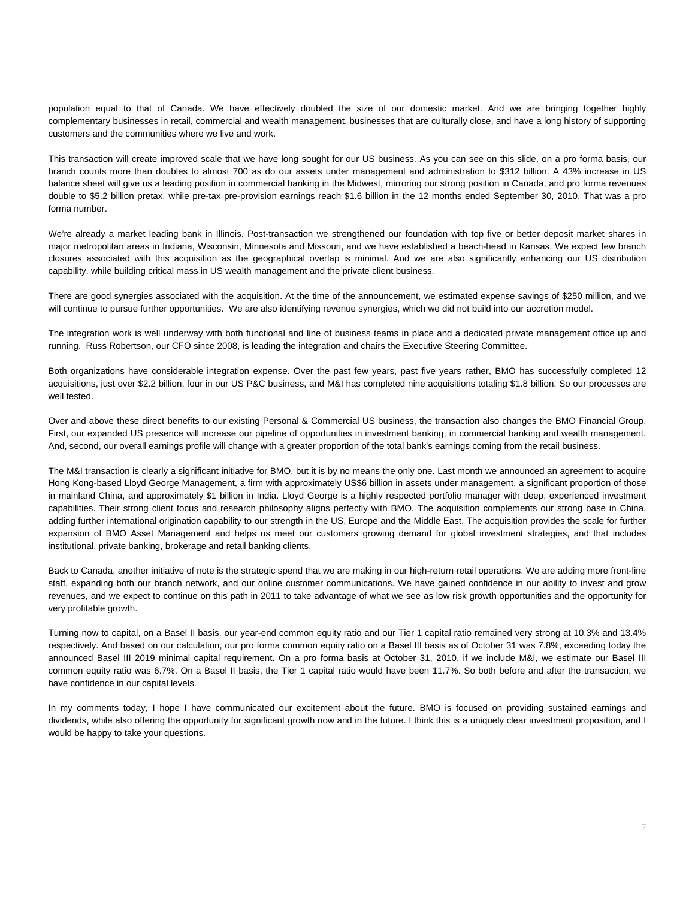population equal to that of Canada. We have effectively doubled the size of our domestic market. And we are bringing together highly complementary businesses in retail, commercial and wealth management, businesses that are culturally close, and have a long history of supporting customers and the communities where we live and work.

This transaction will create improved scale that we have long sought for our US business. As you can see on this slide, on a pro forma basis, our branch counts more than doubles to almost 700 as do our assets under management and administration to $312 billion. A 43% increase in US balance sheet will give us a leading position in commercial banking in the Midwest, mirroring our strong position in Canada, and pro forma revenues double to $5.2 billion pretax, while pre-tax pre-provision earnings reach $1.6 billion in the 12 months ended September 30, 2010. That was a pro forma number.

We're already a market leading bank in Illinois. Post-transaction we strengthened our foundation with top five or better deposit market shares in major metropolitan areas in Indiana, Wisconsin, Minnesota and Missouri, and we have established a beach-head in Kansas. We expect few branch closures associated with this acquisition as the geographical overlap is minimal. And we are also significantly enhancing our US distribution capability, while building critical mass in US wealth management and the private client business.

There are good synergies associated with the acquisition. At the time of the announcement, we estimated expense savings of $250 million, and we will continue to pursue further opportunities. We are also identifying revenue synergies, which we did not build into our accretion model.

The integration work is well underway with both functional and line of business teams in place and a dedicated private management office up and running. Russ Robertson, our CFO since 2008, is leading the integration and chairs the Executive Steering Committee.

Both organizations have considerable integration expense. Over the past few years, past five years rather, BMO has successfully completed 12 acquisitions, just over $2.2 billion, four in our US P&C business, and M&I has completed nine acquisitions totaling $1.8 billion. So our processes are well tested.

Over and above these direct benefits to our existing Personal & Commercial US business, the transaction also changes the BMO Financial Group. First, our expanded US presence will increase our pipeline of opportunities in investment banking, in commercial banking and wealth management. And, second, our overall earnings profile will change with a greater proportion of the total bank's earnings coming from the retail business.

The M&I transaction is clearly a significant initiative for BMO, but it is by no means the only one. Last month we announced an agreement to acquire Hong Kong-based Lloyd George Management, a firm with approximately US$6 billion in assets under management, a significant proportion of those in mainland China, and approximately $1 billion in India. Lloyd George is a highly respected portfolio manager with deep, experienced investment capabilities. Their strong client focus and research philosophy aligns perfectly with BMO. The acquisition complements our strong base in China, adding further international origination capability to our strength in the US, Europe and the Middle East. The acquisition provides the scale for further expansion of BMO Asset Management and helps us meet our customers growing demand for global investment strategies, and that includes institutional, private banking, brokerage and retail banking clients.

Back to Canada, another initiative of note is the strategic spend that we are making in our high-return retail operations. We are adding more front-line staff, expanding both our branch network, and our online customer communications. We have gained confidence in our ability to invest and grow revenues, and we expect to continue on this path in 2011 to take advantage of what we see as low risk growth opportunities and the opportunity for very profitable growth.

Turning now to capital, on a Basel II basis, our year-end common equity ratio and our Tier 1 capital ratio remained very strong at 10.3% and 13.4% respectively. And based on our calculation, our pro forma common equity ratio on a Basel III basis as of October 31 was 7.8%, exceeding today the announced Basel III 2019 minimal capital requirement. On a pro forma basis at October 31, 2010, if we include M&I, we estimate our Basel III common equity ratio was 6.7%. On a Basel II basis, the Tier 1 capital ratio would have been 11.7%. So both before and after the transaction, we have confidence in our capital levels.

In my comments today, I hope I have communicated our excitement about the future. BMO is focused on providing sustained earnings and dividends, while also offering the opportunity for significant growth now and in the future. I think this is a uniquely clear investment proposition, and I would be happy to take your questions.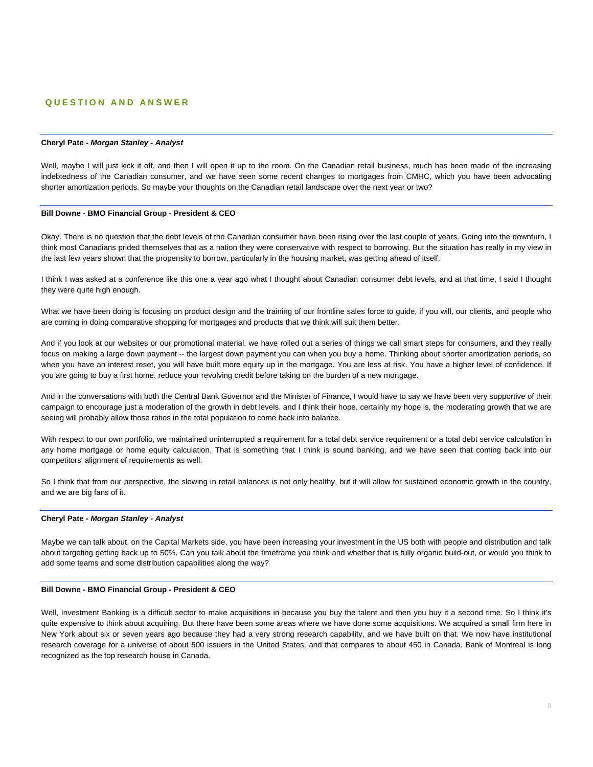## QUESTION AND ANSWER

**Cheryl Pate - *Morgan Stanley - Analyst***

Well, maybe I will just kick it off, and then I will open it up to the room. On the Canadian retail business, much has been made of the increasing indebtedness of the Canadian consumer, and we have seen some recent changes to mortgages from CMHC, which you have been advocating shorter amortization periods. So maybe your thoughts on the Canadian retail landscape over the next year or two?

**Bill Downe - BMO Financial Group - President & CEO**

Okay. There is no question that the debt levels of the Canadian consumer have been rising over the last couple of years. Going into the downturn, I think most Canadians prided themselves that as a nation they were conservative with respect to borrowing. But the situation has really in my view in the last few years shown that the propensity to borrow, particularly in the housing market, was getting ahead of itself.

I think I was asked at a conference like this one a year ago what I thought about Canadian consumer debt levels, and at that time, I said I thought they were quite high enough.

What we have been doing is focusing on product design and the training of our frontline sales force to guide, if you will, our clients, and people who are coming in doing comparative shopping for mortgages and products that we think will suit them better.

And if you look at our websites or our promotional material, we have rolled out a series of things we call smart steps for consumers, and they really focus on making a large down payment -- the largest down payment you can when you buy a home. Thinking about shorter amortization periods, so when you have an interest reset, you will have built more equity up in the mortgage. You are less at risk. You have a higher level of confidence. If you are going to buy a first home, reduce your revolving credit before taking on the burden of a new mortgage.

And in the conversations with both the Central Bank Governor and the Minister of Finance, I would have to say we have been very supportive of their campaign to encourage just a moderation of the growth in debt levels, and I think their hope, certainly my hope is, the moderating growth that we are seeing will probably allow those ratios in the total population to come back into balance.

With respect to our own portfolio, we maintained uninterrupted a requirement for a total debt service requirement or a total debt service calculation in any home mortgage or home equity calculation. That is something that I think is sound banking, and we have seen that coming back into our competitors' alignment of requirements as well.

So I think that from our perspective, the slowing in retail balances is not only healthy, but it will allow for sustained economic growth in the country, and we are big fans of it.

**Cheryl Pate - *Morgan Stanley - Analyst***

Maybe we can talk about, on the Capital Markets side, you have been increasing your investment in the US both with people and distribution and talk about targeting getting back up to 50%. Can you talk about the timeframe you think and whether that is fully organic build-out, or would you think to add some teams and some distribution capabilities along the way?

**Bill Downe - BMO Financial Group - President & CEO**

Well, Investment Banking is a difficult sector to make acquisitions in because you buy the talent and then you buy it a second time. So I think it's quite expensive to think about acquiring. But there have been some areas where we have done some acquisitions. We acquired a small firm here in New York about six or seven years ago because they had a very strong research capability, and we have built on that. We now have institutional research coverage for a universe of about 500 issuers in the United States, and that compares to about 450 in Canada. Bank of Montreal is long recognized as the top research house in Canada.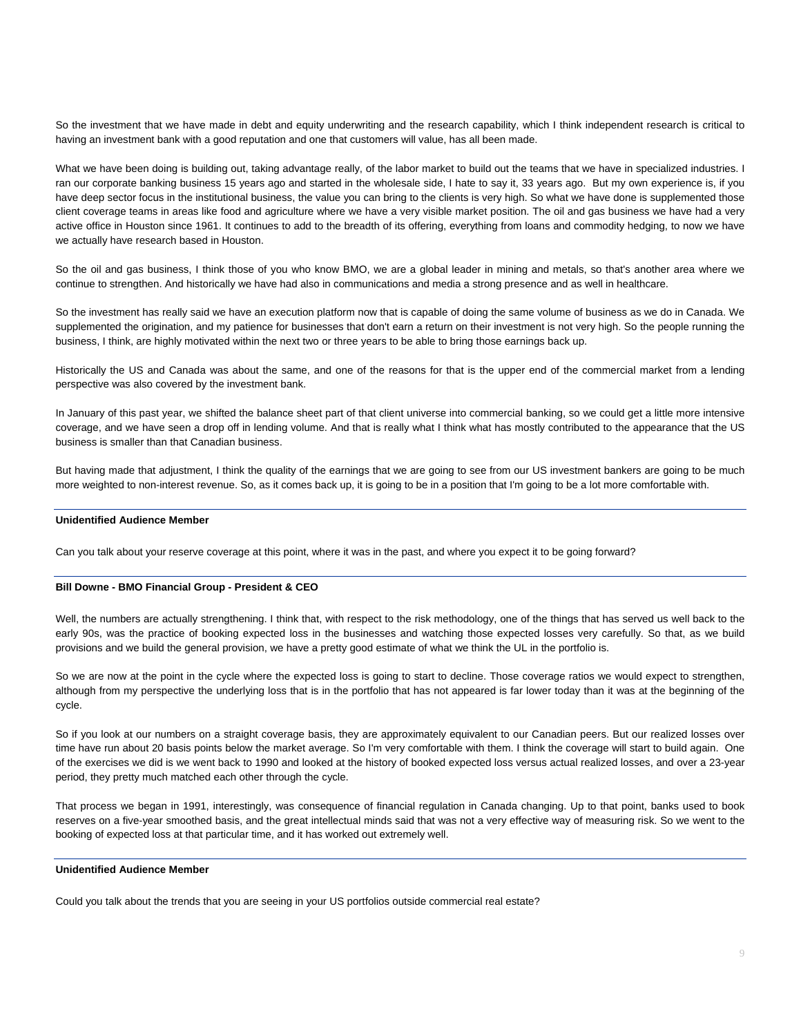So the investment that we have made in debt and equity underwriting and the research capability, which I think independent research is critical to having an investment bank with a good reputation and one that customers will value, has all been made.

What we have been doing is building out, taking advantage really, of the labor market to build out the teams that we have in specialized industries. I ran our corporate banking business 15 years ago and started in the wholesale side, I hate to say it, 33 years ago. But my own experience is, if you have deep sector focus in the institutional business, the value you can bring to the clients is very high. So what we have done is supplemented those client coverage teams in areas like food and agriculture where we have a very visible market position. The oil and gas business we have had a very active office in Houston since 1961. It continues to add to the breadth of its offering, everything from loans and commodity hedging, to now we have we actually have research based in Houston.

So the oil and gas business, I think those of you who know BMO, we are a global leader in mining and metals, so that's another area where we continue to strengthen. And historically we have had also in communications and media a strong presence and as well in healthcare.

So the investment has really said we have an execution platform now that is capable of doing the same volume of business as we do in Canada. We supplemented the origination, and my patience for businesses that don't earn a return on their investment is not very high. So the people running the business, I think, are highly motivated within the next two or three years to be able to bring those earnings back up.

Historically the US and Canada was about the same, and one of the reasons for that is the upper end of the commercial market from a lending perspective was also covered by the investment bank.

In January of this past year, we shifted the balance sheet part of that client universe into commercial banking, so we could get a little more intensive coverage, and we have seen a drop off in lending volume. And that is really what I think what has mostly contributed to the appearance that the US business is smaller than that Canadian business.

But having made that adjustment, I think the quality of the earnings that we are going to see from our US investment bankers are going to be much more weighted to non-interest revenue. So, as it comes back up, it is going to be in a position that I'm going to be a lot more comfortable with.

---

**Unidentified Audience Member**

Can you talk about your reserve coverage at this point, where it was in the past, and where you expect it to be going forward?

---

**Bill Downe - BMO Financial Group - President & CEO**

Well, the numbers are actually strengthening. I think that, with respect to the risk methodology, one of the things that has served us well back to the early 90s, was the practice of booking expected loss in the businesses and watching those expected losses very carefully. So that, as we build provisions and we build the general provision, we have a pretty good estimate of what we think the UL in the portfolio is.

So we are now at the point in the cycle where the expected loss is going to start to decline. Those coverage ratios we would expect to strengthen, although from my perspective the underlying loss that is in the portfolio that has not appeared is far lower today than it was at the beginning of the cycle.

So if you look at our numbers on a straight coverage basis, they are approximately equivalent to our Canadian peers. But our realized losses over time have run about 20 basis points below the market average. So I'm very comfortable with them. I think the coverage will start to build again. One of the exercises we did is we went back to 1990 and looked at the history of booked expected loss versus actual realized losses, and over a 23-year period, they pretty much matched each other through the cycle.

That process we began in 1991, interestingly, was consequence of financial regulation in Canada changing. Up to that point, banks used to book reserves on a five-year smoothed basis, and the great intellectual minds said that was not a very effective way of measuring risk. So we went to the booking of expected loss at that particular time, and it has worked out extremely well.

---

**Unidentified Audience Member**

Could you talk about the trends that you are seeing in your US portfolios outside commercial real estate?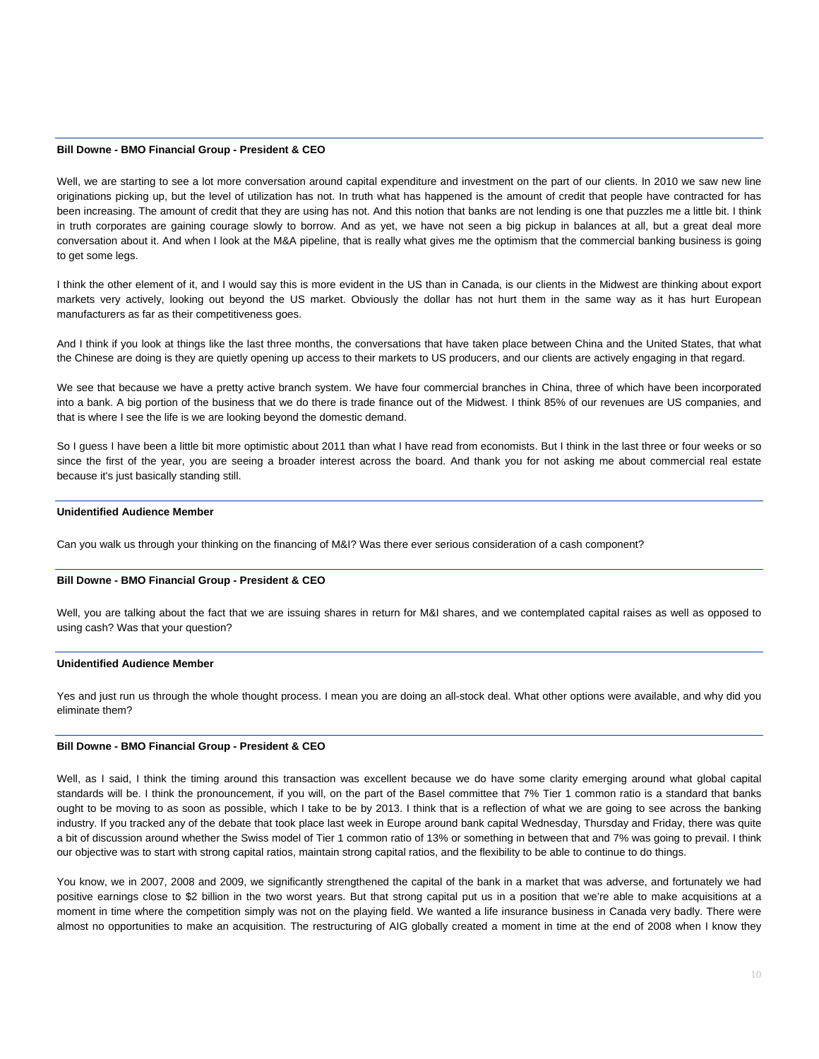**Bill Downe - BMO Financial Group - President & CEO**

Well, we are starting to see a lot more conversation around capital expenditure and investment on the part of our clients. In 2010 we saw new line originations picking up, but the level of utilization has not. In truth what has happened is the amount of credit that people have contracted for has been increasing. The amount of credit that they are using has not. And this notion that banks are not lending is one that puzzles me a little bit. I think in truth corporates are gaining courage slowly to borrow. And as yet, we have not seen a big pickup in balances at all, but a great deal more conversation about it. And when I look at the M&A pipeline, that is really what gives me the optimism that the commercial banking business is going to get some legs.

I think the other element of it, and I would say this is more evident in the US than in Canada, is our clients in the Midwest are thinking about export markets very actively, looking out beyond the US market. Obviously the dollar has not hurt them in the same way as it has hurt European manufacturers as far as their competitiveness goes.

And I think if you look at things like the last three months, the conversations that have taken place between China and the United States, that what the Chinese are doing is they are quietly opening up access to their markets to US producers, and our clients are actively engaging in that regard.

We see that because we have a pretty active branch system. We have four commercial branches in China, three of which have been incorporated into a bank. A big portion of the business that we do there is trade finance out of the Midwest. I think 85% of our revenues are US companies, and that is where I see the life is we are looking beyond the domestic demand.

So I guess I have been a little bit more optimistic about 2011 than what I have read from economists. But I think in the last three or four weeks or so since the first of the year, you are seeing a broader interest across the board. And thank you for not asking me about commercial real estate because it's just basically standing still.

**Unidentified Audience Member**

Can you walk us through your thinking on the financing of M&I? Was there ever serious consideration of a cash component?

**Bill Downe - BMO Financial Group - President & CEO**

Well, you are talking about the fact that we are issuing shares in return for M&I shares, and we contemplated capital raises as well as opposed to using cash? Was that your question?

**Unidentified Audience Member**

Yes and just run us through the whole thought process. I mean you are doing an all-stock deal. What other options were available, and why did you eliminate them?

**Bill Downe - BMO Financial Group - President & CEO**

Well, as I said, I think the timing around this transaction was excellent because we do have some clarity emerging around what global capital standards will be. I think the pronouncement, if you will, on the part of the Basel committee that 7% Tier 1 common ratio is a standard that banks ought to be moving to as soon as possible, which I take to be by 2013. I think that is a reflection of what we are going to see across the banking industry. If you tracked any of the debate that took place last week in Europe around bank capital Wednesday, Thursday and Friday, there was quite a bit of discussion around whether the Swiss model of Tier 1 common ratio of 13% or something in between that and 7% was going to prevail. I think our objective was to start with strong capital ratios, maintain strong capital ratios, and the flexibility to be able to continue to do things.

You know, we in 2007, 2008 and 2009, we significantly strengthened the capital of the bank in a market that was adverse, and fortunately we had positive earnings close to $2 billion in the two worst years. But that strong capital put us in a position that we're able to make acquisitions at a moment in time where the competition simply was not on the playing field. We wanted a life insurance business in Canada very badly. There were almost no opportunities to make an acquisition. The restructuring of AIG globally created a moment in time at the end of 2008 when I know they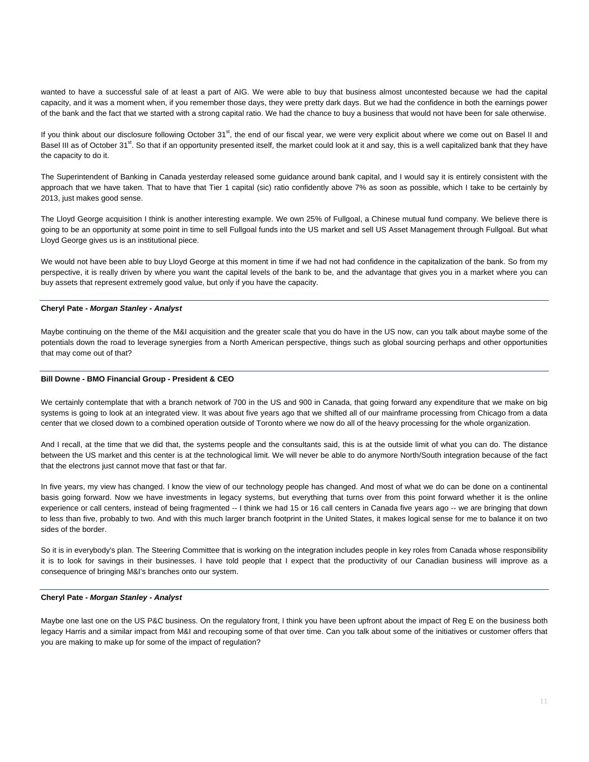wanted to have a successful sale of at least a part of AIG. We were able to buy that business almost uncontested because we had the capital capacity, and it was a moment when, if you remember those days, they were pretty dark days. But we had the confidence in both the earnings power of the bank and the fact that we started with a strong capital ratio. We had the chance to buy a business that would not have been for sale otherwise.

If you think about our disclosure following October 31st, the end of our fiscal year, we were very explicit about where we come out on Basel II and Basel III as of October 31st. So that if an opportunity presented itself, the market could look at it and say, this is a well capitalized bank that they have the capacity to do it.

The Superintendent of Banking in Canada yesterday released some guidance around bank capital, and I would say it is entirely consistent with the approach that we have taken. That to have that Tier 1 capital (sic) ratio confidently above 7% as soon as possible, which I take to be certainly by 2013, just makes good sense.

The Lloyd George acquisition I think is another interesting example. We own 25% of Fullgoal, a Chinese mutual fund company. We believe there is going to be an opportunity at some point in time to sell Fullgoal funds into the US market and sell US Asset Management through Fullgoal. But what Lloyd George gives us is an institutional piece.

We would not have been able to buy Lloyd George at this moment in time if we had not had confidence in the capitalization of the bank. So from my perspective, it is really driven by where you want the capital levels of the bank to be, and the advantage that gives you in a market where you can buy assets that represent extremely good value, but only if you have the capacity.

---

**Cheryl Pate - *Morgan Stanley - Analyst***

Maybe continuing on the theme of the M&I acquisition and the greater scale that you do have in the US now, can you talk about maybe some of the potentials down the road to leverage synergies from a North American perspective, things such as global sourcing perhaps and other opportunities that may come out of that?

---

**Bill Downe - BMO Financial Group - President & CEO**

We certainly contemplate that with a branch network of 700 in the US and 900 in Canada, that going forward any expenditure that we make on big systems is going to look at an integrated view. It was about five years ago that we shifted all of our mainframe processing from Chicago from a data center that we closed down to a combined operation outside of Toronto where we now do all of the heavy processing for the whole organization.

And I recall, at the time that we did that, the systems people and the consultants said, this is at the outside limit of what you can do. The distance between the US market and this center is at the technological limit. We will never be able to do anymore North/South integration because of the fact that the electrons just cannot move that fast or that far.

In five years, my view has changed. I know the view of our technology people has changed. And most of what we do can be done on a continental basis going forward. Now we have investments in legacy systems, but everything that turns over from this point forward whether it is the online experience or call centers, instead of being fragmented -- I think we had 15 or 16 call centers in Canada five years ago -- we are bringing that down to less than five, probably to two. And with this much larger branch footprint in the United States, it makes logical sense for me to balance it on two sides of the border.

So it is in everybody's plan. The Steering Committee that is working on the integration includes people in key roles from Canada whose responsibility it is to look for savings in their businesses. I have told people that I expect that the productivity of our Canadian business will improve as a consequence of bringing M&I's branches onto our system.

---

**Cheryl Pate - *Morgan Stanley - Analyst***

Maybe one last one on the US P&C business. On the regulatory front, I think you have been upfront about the impact of Reg E on the business both legacy Harris and a similar impact from M&I and recouping some of that over time. Can you talk about some of the initiatives or customer offers that you are making to make up for some of the impact of regulation?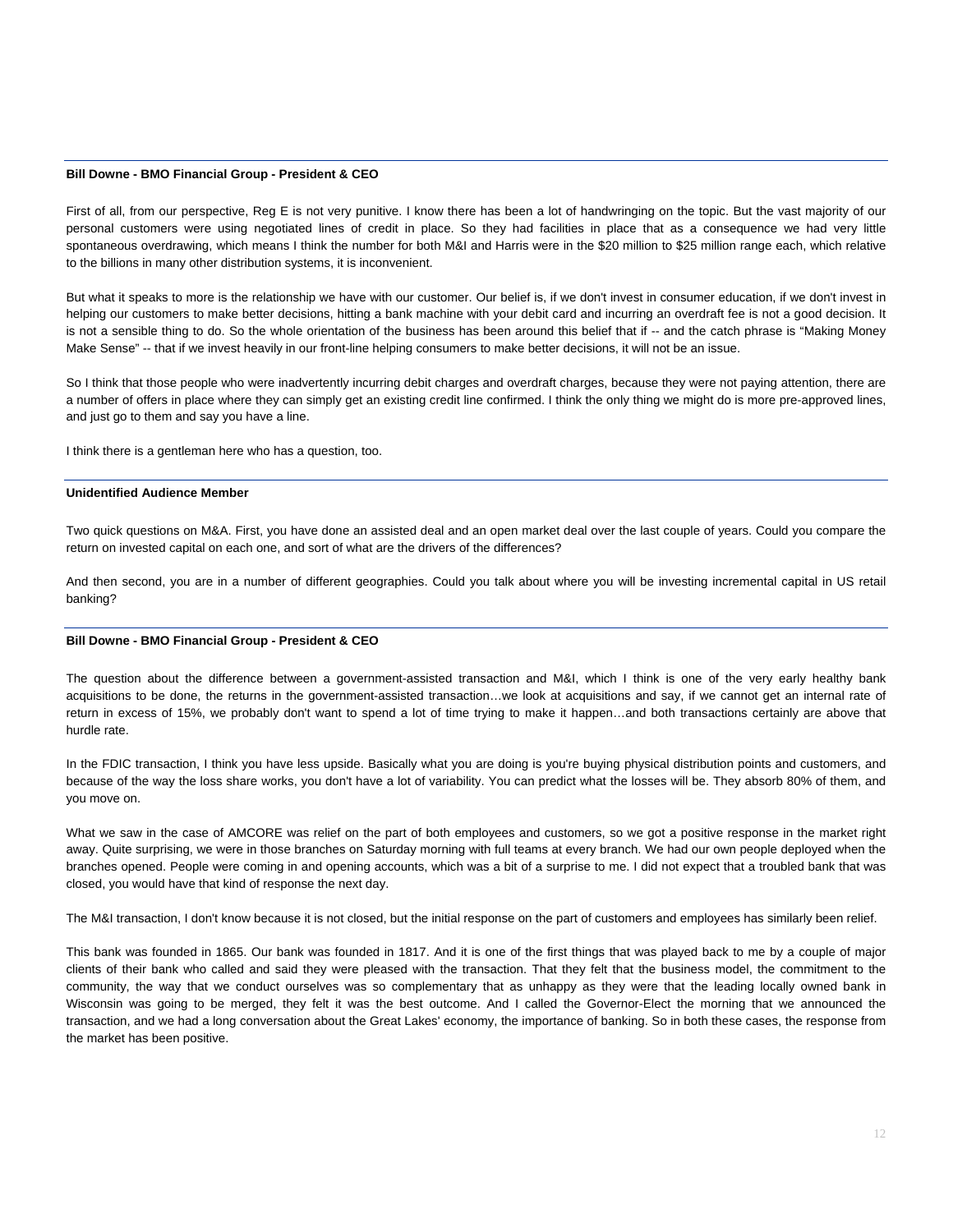**Bill Downe - BMO Financial Group - President & CEO**

First of all, from our perspective, Reg E is not very punitive. I know there has been a lot of handwringing on the topic. But the vast majority of our personal customers were using negotiated lines of credit in place. So they had facilities in place that as a consequence we had very little spontaneous overdrawing, which means I think the number for both M&I and Harris were in the $20 million to $25 million range each, which relative to the billions in many other distribution systems, it is inconvenient.

But what it speaks to more is the relationship we have with our customer. Our belief is, if we don't invest in consumer education, if we don't invest in helping our customers to make better decisions, hitting a bank machine with your debit card and incurring an overdraft fee is not a good decision. It is not a sensible thing to do. So the whole orientation of the business has been around this belief that if -- and the catch phrase is "Making Money Make Sense" -- that if we invest heavily in our front-line helping consumers to make better decisions, it will not be an issue.

So I think that those people who were inadvertently incurring debit charges and overdraft charges, because they were not paying attention, there are a number of offers in place where they can simply get an existing credit line confirmed. I think the only thing we might do is more pre-approved lines, and just go to them and say you have a line.

I think there is a gentleman here who has a question, too.

**Unidentified Audience Member**

Two quick questions on M&A. First, you have done an assisted deal and an open market deal over the last couple of years. Could you compare the return on invested capital on each one, and sort of what are the drivers of the differences?

And then second, you are in a number of different geographies. Could you talk about where you will be investing incremental capital in US retail banking?

**Bill Downe - BMO Financial Group - President & CEO**

The question about the difference between a government-assisted transaction and M&I, which I think is one of the very early healthy bank acquisitions to be done, the returns in the government-assisted transaction…we look at acquisitions and say, if we cannot get an internal rate of return in excess of 15%, we probably don't want to spend a lot of time trying to make it happen…and both transactions certainly are above that hurdle rate.

In the FDIC transaction, I think you have less upside. Basically what you are doing is you're buying physical distribution points and customers, and because of the way the loss share works, you don't have a lot of variability. You can predict what the losses will be. They absorb 80% of them, and you move on.

What we saw in the case of AMCORE was relief on the part of both employees and customers, so we got a positive response in the market right away. Quite surprising, we were in those branches on Saturday morning with full teams at every branch. We had our own people deployed when the branches opened. People were coming in and opening accounts, which was a bit of a surprise to me. I did not expect that a troubled bank that was closed, you would have that kind of response the next day.

The M&I transaction, I don't know because it is not closed, but the initial response on the part of customers and employees has similarly been relief.

This bank was founded in 1865. Our bank was founded in 1817. And it is one of the first things that was played back to me by a couple of major clients of their bank who called and said they were pleased with the transaction. That they felt that the business model, the commitment to the community, the way that we conduct ourselves was so complementary that as unhappy as they were that the leading locally owned bank in Wisconsin was going to be merged, they felt it was the best outcome. And I called the Governor-Elect the morning that we announced the transaction, and we had a long conversation about the Great Lakes' economy, the importance of banking. So in both these cases, the response from the market has been positive.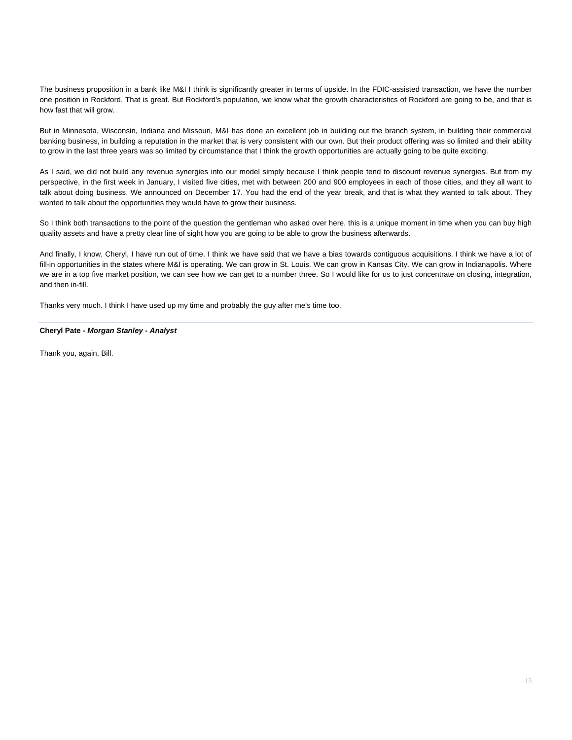The business proposition in a bank like M&I I think is significantly greater in terms of upside. In the FDIC-assisted transaction, we have the number one position in Rockford. That is great. But Rockford's population, we know what the growth characteristics of Rockford are going to be, and that is how fast that will grow.

But in Minnesota, Wisconsin, Indiana and Missouri, M&I has done an excellent job in building out the branch system, in building their commercial banking business, in building a reputation in the market that is very consistent with our own. But their product offering was so limited and their ability to grow in the last three years was so limited by circumstance that I think the growth opportunities are actually going to be quite exciting.

As I said, we did not build any revenue synergies into our model simply because I think people tend to discount revenue synergies. But from my perspective, in the first week in January, I visited five cities, met with between 200 and 900 employees in each of those cities, and they all want to talk about doing business. We announced on December 17. You had the end of the year break, and that is what they wanted to talk about. They wanted to talk about the opportunities they would have to grow their business.

So I think both transactions to the point of the question the gentleman who asked over here, this is a unique moment in time when you can buy high quality assets and have a pretty clear line of sight how you are going to be able to grow the business afterwards.

And finally, I know, Cheryl, I have run out of time. I think we have said that we have a bias towards contiguous acquisitions. I think we have a lot of fill-in opportunities in the states where M&I is operating. We can grow in St. Louis. We can grow in Kansas City. We can grow in Indianapolis. Where we are in a top five market position, we can see how we can get to a number three. So I would like for us to just concentrate on closing, integration, and then in-fill.

Thanks very much. I think I have used up my time and probably the guy after me's time too.

---

**Cheryl Pate - *Morgan Stanley - Analyst***

Thank you, again, Bill.